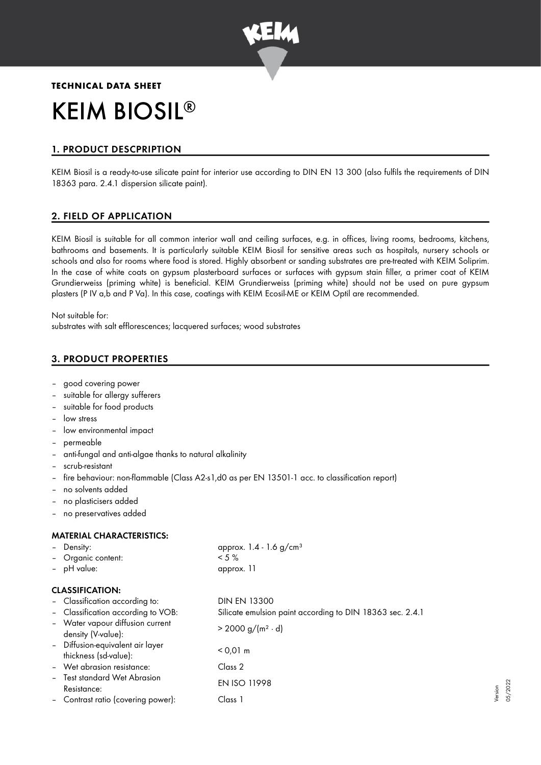**TECHNICAL DATA SHEET**

# KEIM BIOSIL®

## 1. PRODUCT DESCPRIPTION

KEIM Biosil is a ready-to-use silicate paint for interior use according to DIN EN 13 300 (also fulfils the requirements of DIN 18363 para. 2.4.1 dispersion silicate paint).

## 2. FIELD OF APPLICATION

KEIM Biosil is suitable for all common interior wall and ceiling surfaces, e.g. in offices, living rooms, bedrooms, kitchens, bathrooms and basements. It is particularly suitable KEIM Biosil for sensitive areas such as hospitals, nursery schools or schools and also for rooms where food is stored. Highly absorbent or sanding substrates are pre-treated with KEIM Soliprim. In the case of white coats on gypsum plasterboard surfaces or surfaces with gypsum stain filler, a primer coat of KEIM Grundierweiss (priming white) is beneficial. KEIM Grundierweiss (priming white) should not be used on pure gypsum plasters (P IV a,b and P Va). In this case, coatings with KEIM Ecosil-ME or KEIM Optil are recommended.

Not suitable for:
substrates with salt efflorescences; lacquered surfaces; wood substrates

## 3. PRODUCT PROPERTIES

- good covering power
- suitable for allergy sufferers
- suitable for food products
- low stress
- low environmental impact
- permeable
- anti-fungal and anti-algae thanks to natural alkalinity
- scrub-resistant
- fire behaviour: non-flammable (Class A2-s1,d0 as per EN 13501-1 acc. to classification report)
- no solvents added
- no plasticisers added
- no preservatives added

### MATERIAL CHARACTERISTICS:

- Density: approx. 1.4 - 1.6 g/cm³
- Organic content: < 5 %
- pH value: approx. 11

### CLASSIFICATION:

- Classification according to: DIN EN 13300
- Classification according to VOB: Silicate emulsion paint according to DIN 18363 sec. 2.4.1
- Water vapour diffusion current density (V-value): > 2000 g/(m² · d)
- Diffusion-equivalent air layer thickness (sd-value): < 0,01 m
- Wet abrasion resistance: Class 2
- Test standard Wet Abrasion Resistance: EN ISO 11998
- Contrast ratio (covering power): Class 1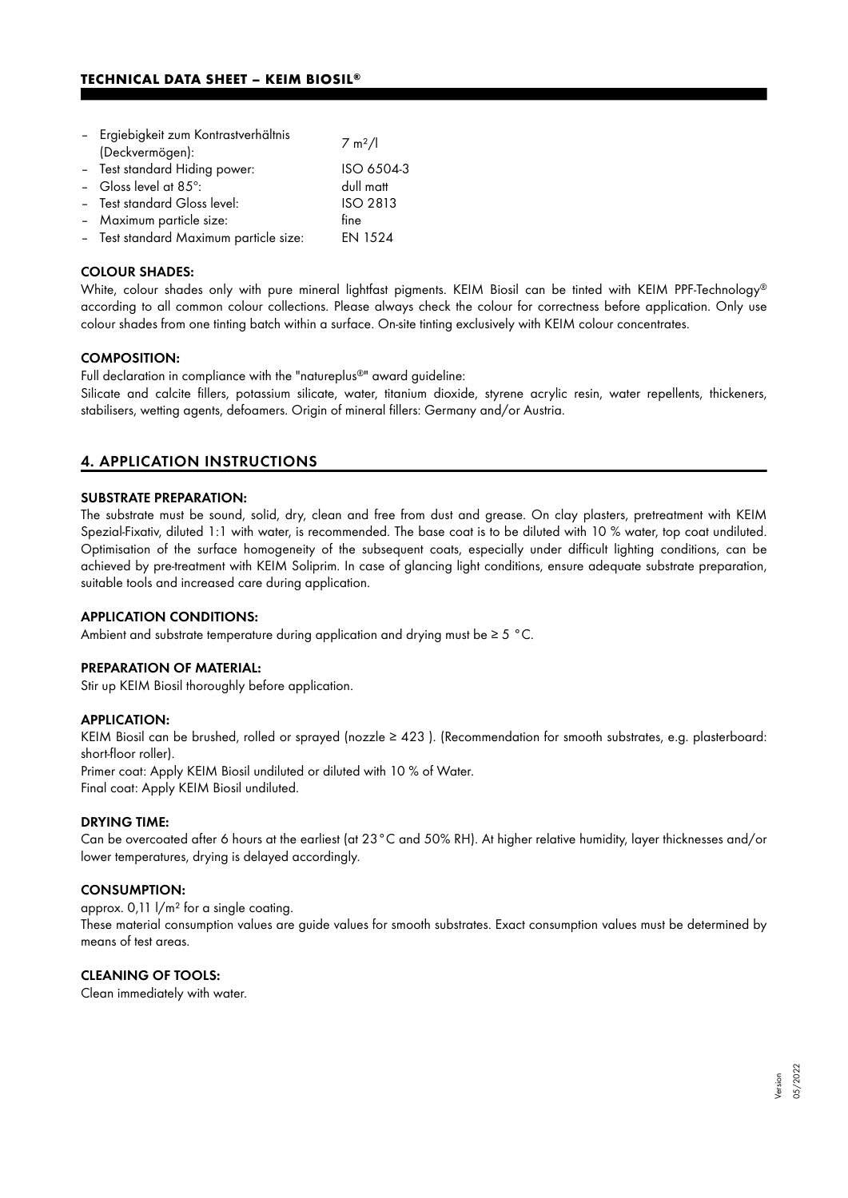- Ergiebigkeit zum Kontrastverhältnis (Deckvermögen): 7 m²/l
- Test standard Hiding power: ISO 6504-3
- Gloss level at 85°: dull matt
- Test standard Gloss level: ISO 2813
- Maximum particle size: fine
- Test standard Maximum particle size: EN 1524

### COLOUR SHADES:

White, colour shades only with pure mineral lightfast pigments. KEIM Biosil can be tinted with KEIM PPF-Technology® according to all common colour collections. Please always check the colour for correctness before application. Only use colour shades from one tinting batch within a surface. On-site tinting exclusively with KEIM colour concentrates.

### COMPOSITION:

Full declaration in compliance with the "natureplus®" award guideline:
Silicate and calcite fillers, potassium silicate, water, titanium dioxide, styrene acrylic resin, water repellents, thickeners, stabilisers, wetting agents, defoamers. Origin of mineral fillers: Germany and/or Austria.

## 4. APPLICATION INSTRUCTIONS

### SUBSTRATE PREPARATION:

The substrate must be sound, solid, dry, clean and free from dust and grease. On clay plasters, pretreatment with KEIM Spezial-Fixativ, diluted 1:1 with water, is recommended. The base coat is to be diluted with 10 % water, top coat undiluted. Optimisation of the surface homogeneity of the subsequent coats, especially under difficult lighting conditions, can be achieved by pre-treatment with KEIM Soliprim. In case of glancing light conditions, ensure adequate substrate preparation, suitable tools and increased care during application.

### APPLICATION CONDITIONS:

Ambient and substrate temperature during application and drying must be ≥ 5 °C.

### PREPARATION OF MATERIAL:

Stir up KEIM Biosil thoroughly before application.

### APPLICATION:

KEIM Biosil can be brushed, rolled or sprayed (nozzle ≥ 423 ). (Recommendation for smooth substrates, e.g. plasterboard: short-floor roller).
Primer coat: Apply KEIM Biosil undiluted or diluted with 10 % of Water.
Final coat: Apply KEIM Biosil undiluted.

### DRYING TIME:

Can be overcoated after 6 hours at the earliest (at 23°C and 50% RH). At higher relative humidity, layer thicknesses and/or lower temperatures, drying is delayed accordingly.

### CONSUMPTION:

approx. 0,11 l/m² for a single coating.
These material consumption values are guide values for smooth substrates. Exact consumption values must be determined by means of test areas.

### CLEANING OF TOOLS:

Clean immediately with water.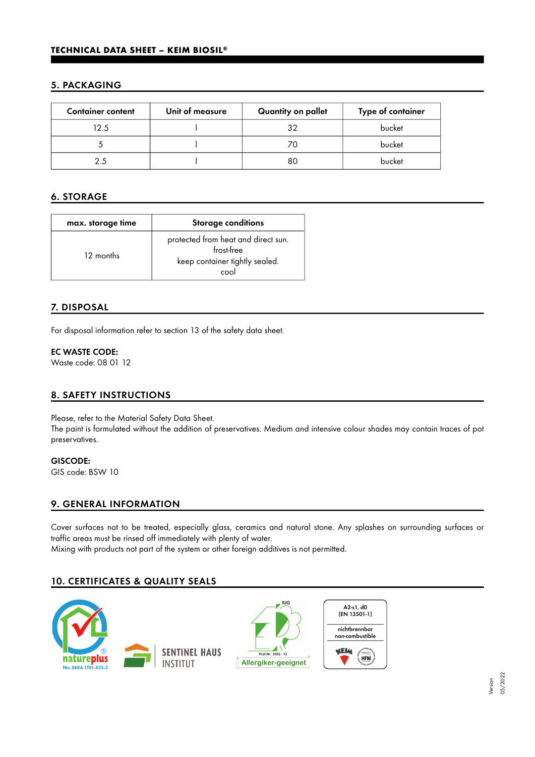## 5. PACKAGING

| Container content | Unit of measure | Quantity on pallet | Type of container |
|---|---|---|---|
| 12.5 | l | 32 | bucket |
| 5 | l | 70 | bucket |
| 2.5 | l | 80 | bucket |

## 6. STORAGE

| max. storage time | Storage conditions |
|---|---|
| 12 months | protected from heat and direct sun.<br>frost-free<br>keep container tightly sealed.<br>cool |

## 7. DISPOSAL

For disposal information refer to section 13 of the safety data sheet.

**EC WASTE CODE:**
Waste code: 08 01 12

## 8. SAFETY INSTRUCTIONS

Please, refer to the Material Safety Data Sheet.
The paint is formulated without the addition of preservatives. Medium and intensive colour shades may contain traces of pot preservatives.

**GISCODE:**
GIS code: BSW 10

## 9. GENERAL INFORMATION

Cover surfaces not to be treated, especially glass, ceramics and natural stone. Any splashes on surrounding surfaces or traffic areas must be rinsed off immediately with plenty of water.
Mixing with products not part of the system or other foreign additives is not permitted.

## 10. CERTIFICATES & QUALITY SEALS

natureplus No. 0604-1701-035-2

SENTINEL HAUS INSTITUT

IUG Prüf-Nr. 2452 - 13 Allergiker-geeignet

A2-s1, d0 (EN 13501-1)
nichtbrennbar non-combustible
KEIM HFM

Version 05/2022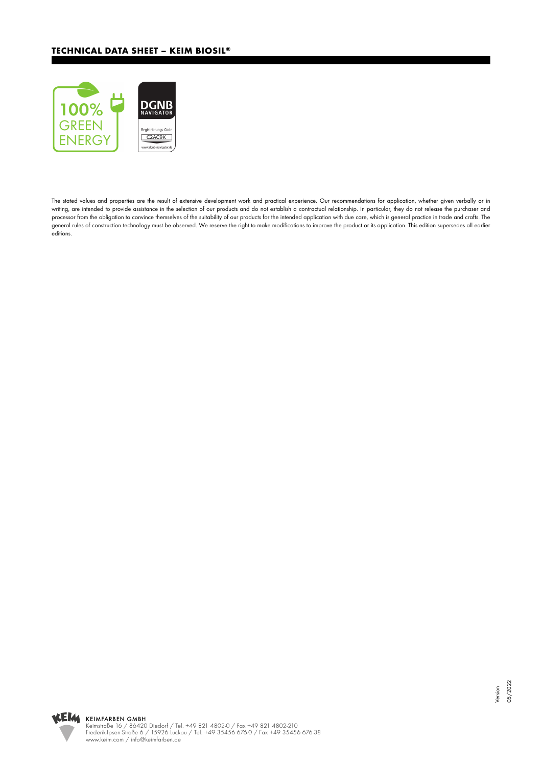100% GREEN ENERGY

DGNB NAVIGATOR

Registrierungs-Code C2AC9K

www.dgnb-navigator.de

The stated values and properties are the result of extensive development work and practical experience. Our recommendations for application, whether given verbally or in writing, are intended to provide assistance in the selection of our products and do not establish a contractual relationship. In particular, they do not release the purchaser and processor from the obligation to convince themselves of the suitability of our products for the intended application with due care, which is general practice in trade and crafts. The general rules of construction technology must be observed. We reserve the right to make modifications to improve the product or its application. This edition supersedes all earlier editions.

KEIMFARBEN GMBH
Keimstraße 16 / 86420 Diedorf / Tel. +49 821 4802-0 / Fax +49 821 4802-210
Frederik-Ipsen-Straße 6 / 15926 Luckau / Tel. +49 35456 676-0 / Fax +49 35456 676-38
www.keim.com / info@keimfarben.de

Version 05/2022